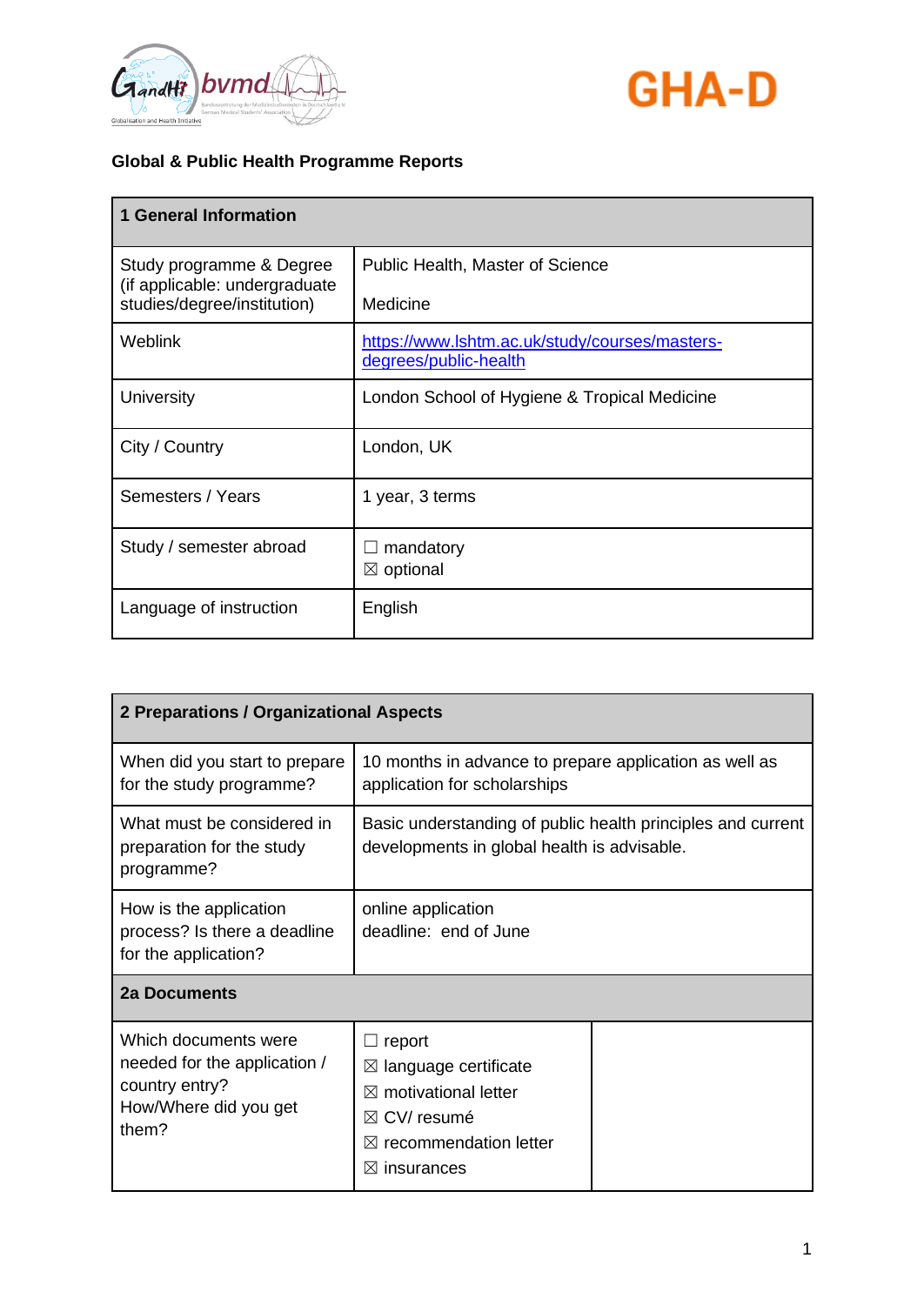**Global & Public Health Programme Reports**

| **1 General Information** | |
|---|---|
| Study programme & Degree (if applicable: undergraduate studies/degree/institution) | Public Health, Master of Science<br><br>Medicine |
| Weblink | [https://www.lshtm.ac.uk/study/courses/masters-degrees/public-health](https://www.lshtm.ac.uk/study/courses/masters-degrees/public-health) |
| University | London School of Hygiene & Tropical Medicine |
| City / Country | London, UK |
| Semesters / Years | 1 year, 3 terms |
| Study / semester abroad | ☐ mandatory<br>☒ optional |
| Language of instruction | English |

| **2 Preparations / Organizational Aspects** | | |
|---|---|---|
| When did you start to prepare for the study programme? | 10 months in advance to prepare application as well as application for scholarships | |
| What must be considered in preparation for the study programme? | Basic understanding of public health principles and current developments in global health is advisable. | |
| How is the application process? Is there a deadline for the application? | online application<br>deadline: end of June | |
| **2a Documents** | | |
| Which documents were needed for the application / country entry?<br>How/Where did you get them? | ☐ report<br>☒ language certificate<br>☒ motivational letter<br>☒ CV/ resumé<br>☒ recommendation letter<br>☒ insurances | |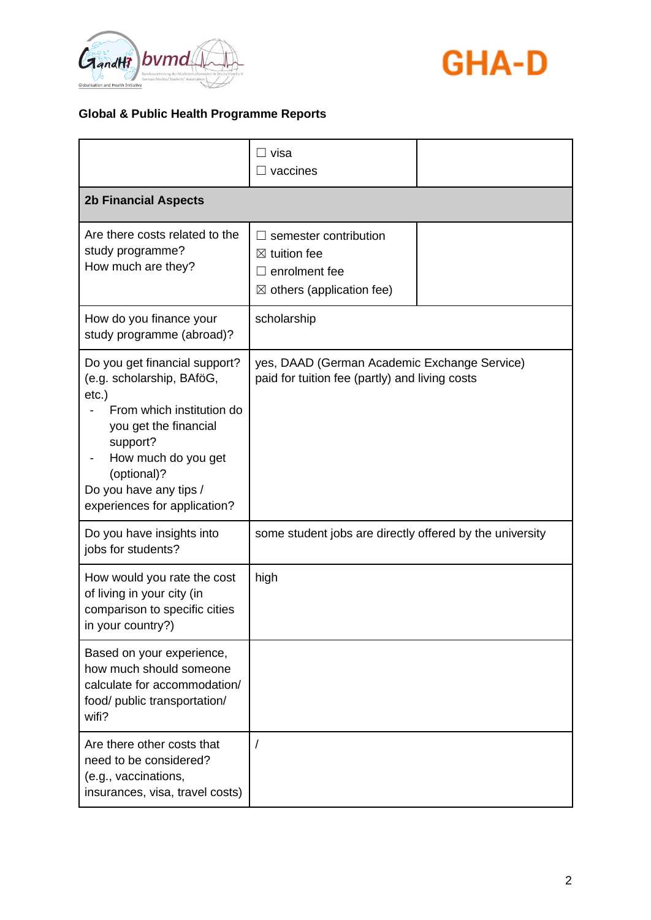## Global & Public Health Programme Reports

| | | |
|---|---|---|
| | ☐ visa<br>☐ vaccines | |
| **2b Financial Aspects** | | |
| Are there costs related to the study programme?<br>How much are they? | ☐ semester contribution<br>☒ tuition fee<br>☐ enrolment fee<br>☒ others (application fee) | |
| How do you finance your study programme (abroad)? | scholarship | |
| Do you get financial support? (e.g. scholarship, BAföG, etc.)<br>- From which institution do you get the financial support?<br>- How much do you get (optional)?<br>Do you have any tips / experiences for application? | yes, DAAD (German Academic Exchange Service) paid for tuition fee (partly) and living costs | |
| Do you have insights into jobs for students? | some student jobs are directly offered by the university | |
| How would you rate the cost of living in your city (in comparison to specific cities in your country?) | high | |
| Based on your experience, how much should someone calculate for accommodation/ food/ public transportation/ wifi? | | |
| Are there other costs that need to be considered? (e.g., vaccinations, insurances, visa, travel costs) | / | |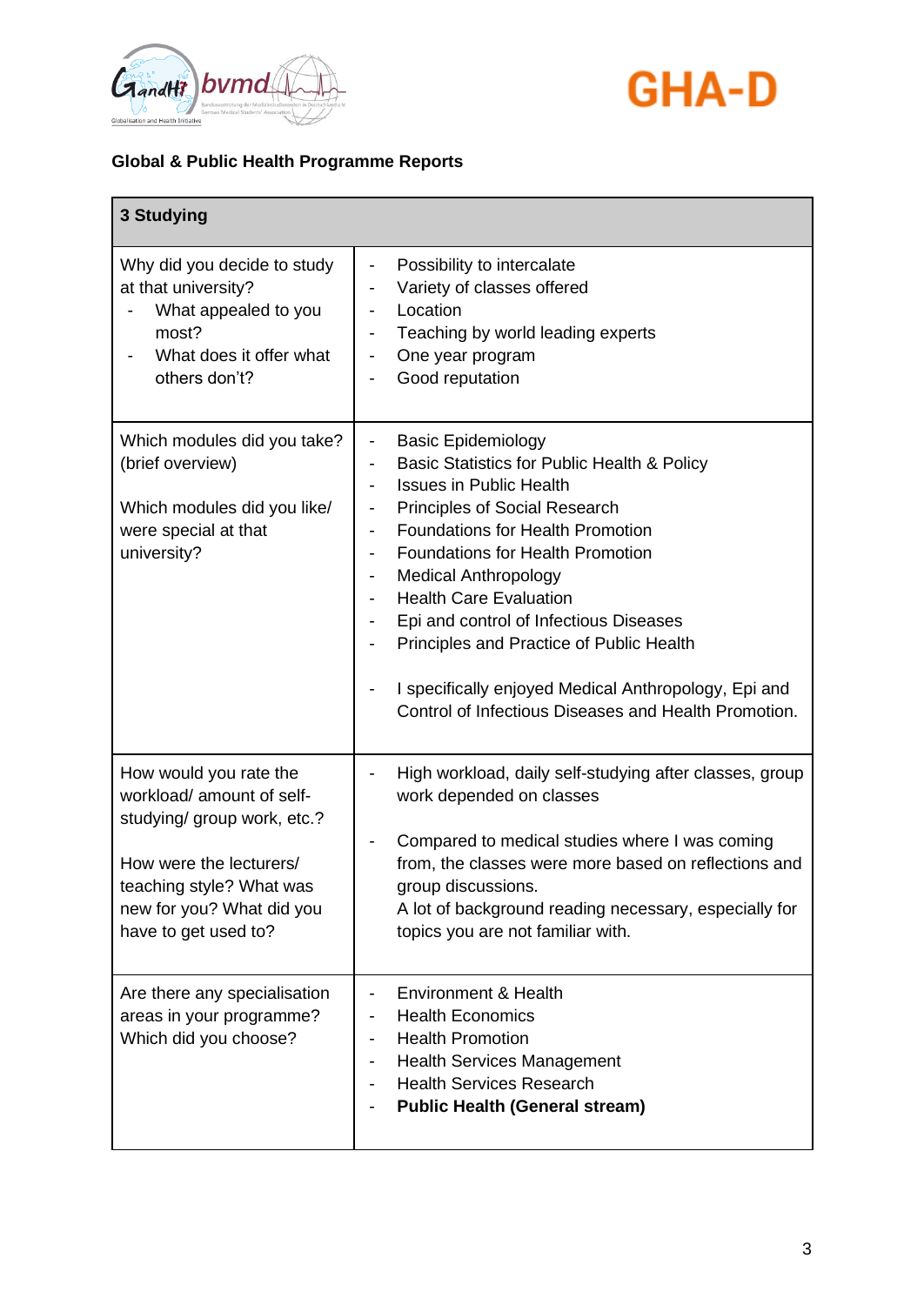**Global & Public Health Programme Reports**

| 3 Studying | |
|---|---|
| Why did you decide to study at that university?<br>- What appealed to you most?<br>- What does it offer what others don't? | - Possibility to intercalate<br>- Variety of classes offered<br>- Location<br>- Teaching by world leading experts<br>- One year program<br>- Good reputation |
| Which modules did you take? (brief overview)<br><br>Which modules did you like/ were special at that university? | - Basic Epidemiology<br>- Basic Statistics for Public Health & Policy<br>- Issues in Public Health<br>- Principles of Social Research<br>- Foundations for Health Promotion<br>- Foundations for Health Promotion<br>- Medical Anthropology<br>- Health Care Evaluation<br>- Epi and control of Infectious Diseases<br>- Principles and Practice of Public Health<br><br>- I specifically enjoyed Medical Anthropology, Epi and Control of Infectious Diseases and Health Promotion. |
| How would you rate the workload/ amount of self-studying/ group work, etc.?<br><br>How were the lecturers/ teaching style? What was new for you? What did you have to get used to? | - High workload, daily self-studying after classes, group work depended on classes<br><br>- Compared to medical studies where I was coming from, the classes were more based on reflections and group discussions.<br>A lot of background reading necessary, especially for topics you are not familiar with. |
| Are there any specialisation areas in your programme? Which did you choose? | - Environment & Health<br>- Health Economics<br>- Health Promotion<br>- Health Services Management<br>- Health Services Research<br>- **Public Health (General stream)** |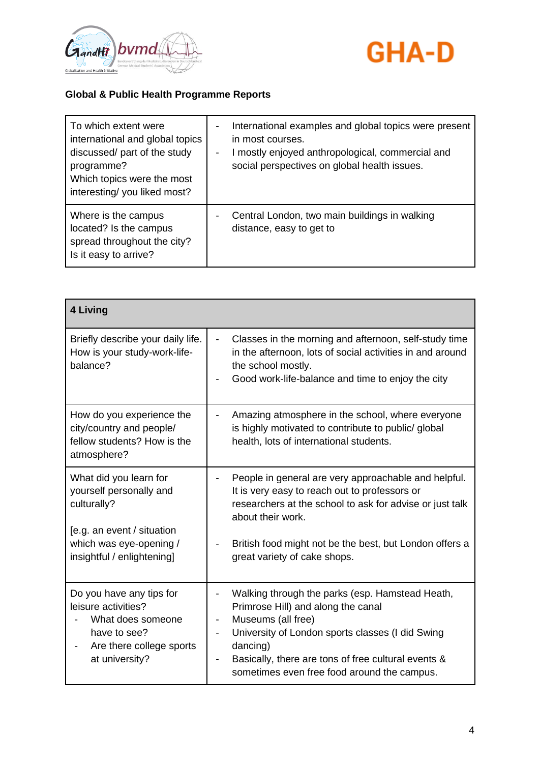**Global & Public Health Programme Reports**

| To which extent were international and global topics discussed/ part of the study programme?<br>Which topics were the most interesting/ you liked most? | - International examples and global topics were present in most courses.<br>- I mostly enjoyed anthropological, commercial and social perspectives on global health issues. |
|---|---|
| Where is the campus located? Is the campus spread throughout the city? Is it easy to arrive? | - Central London, two main buildings in walking distance, easy to get to |

| **4 Living** | |
|---|---|
| Briefly describe your daily life. How is your study-work-life-balance? | - Classes in the morning and afternoon, self-study time in the afternoon, lots of social activities in and around the school mostly.<br>- Good work-life-balance and time to enjoy the city |
| How do you experience the city/country and people/ fellow students? How is the atmosphere? | - Amazing atmosphere in the school, where everyone is highly motivated to contribute to public/ global health, lots of international students. |
| What did you learn for yourself personally and culturally?<br><br>[e.g. an event / situation which was eye-opening / insightful / enlightening] | - People in general are very approachable and helpful. It is very easy to reach out to professors or researchers at the school to ask for advise or just talk about their work.<br><br>- British food might not be the best, but London offers a great variety of cake shops. |
| Do you have any tips for leisure activities?<br>- What does someone have to see?<br>- Are there college sports at university? | - Walking through the parks (esp. Hamstead Heath, Primrose Hill) and along the canal<br>- Museums (all free)<br>- University of London sports classes (I did Swing dancing)<br>- Basically, there are tons of free cultural events & sometimes even free food around the campus. |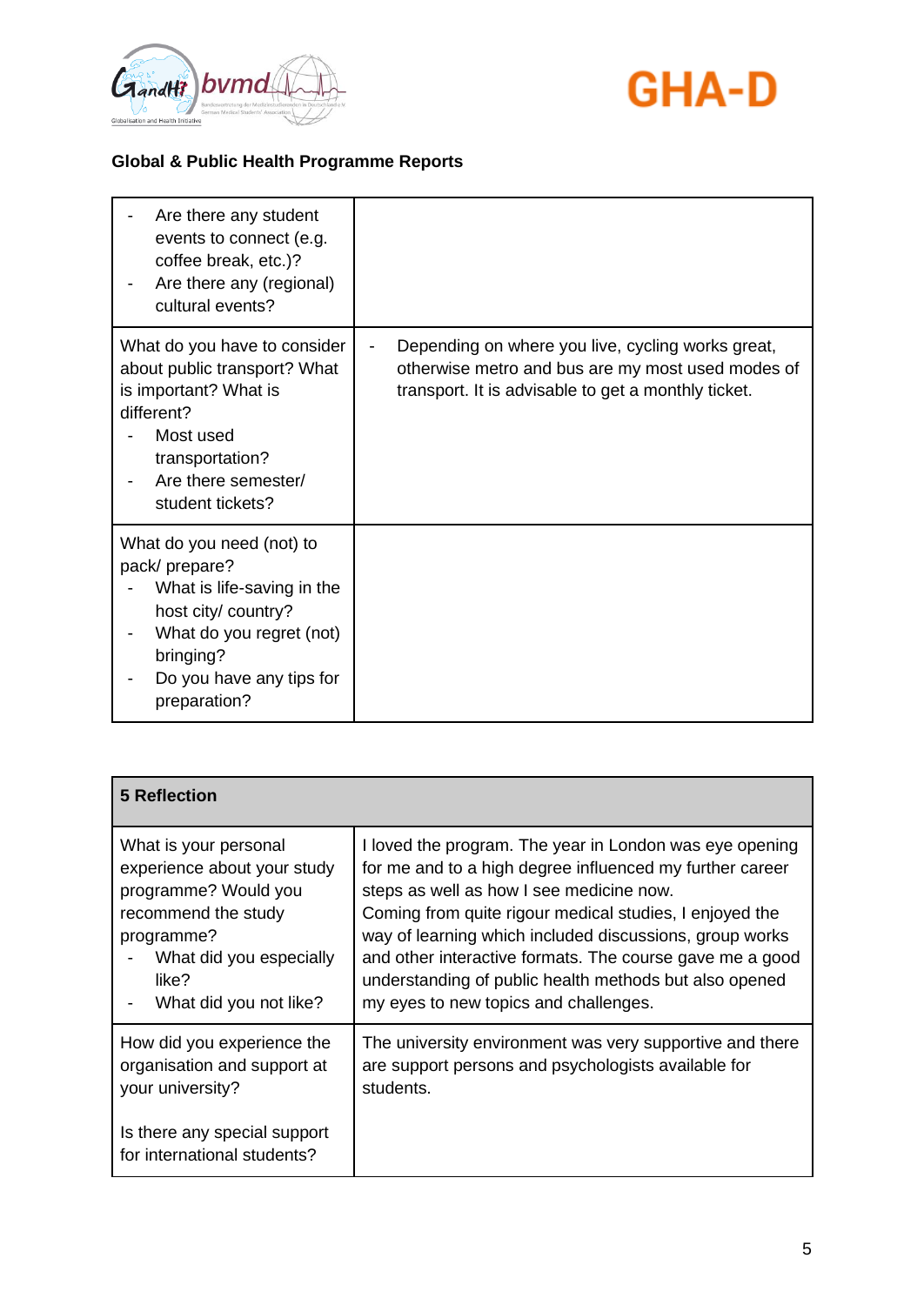**Global & Public Health Programme Reports**

| | |
|---|---|
| - Are there any student events to connect (e.g. coffee break, etc.)?<br>- Are there any (regional) cultural events? | |
| What do you have to consider about public transport? What is important? What is different?<br>- Most used transportation?<br>- Are there semester/ student tickets? | - Depending on where you live, cycling works great, otherwise metro and bus are my most used modes of transport. It is advisable to get a monthly ticket. |
| What do you need (not) to pack/ prepare?<br>- What is life-saving in the host city/ country?<br>- What do you regret (not) bringing?<br>- Do you have any tips for preparation? | |

| **5 Reflection** | |
|---|---|
| What is your personal experience about your study programme? Would you recommend the study programme?<br>- What did you especially like?<br>- What did you not like? | I loved the program. The year in London was eye opening for me and to a high degree influenced my further career steps as well as how I see medicine now.<br>Coming from quite rigour medical studies, I enjoyed the way of learning which included discussions, group works and other interactive formats. The course gave me a good understanding of public health methods but also opened my eyes to new topics and challenges. |
| How did you experience the organisation and support at your university?<br><br>Is there any special support for international students? | The university environment was very supportive and there are support persons and psychologists available for students. |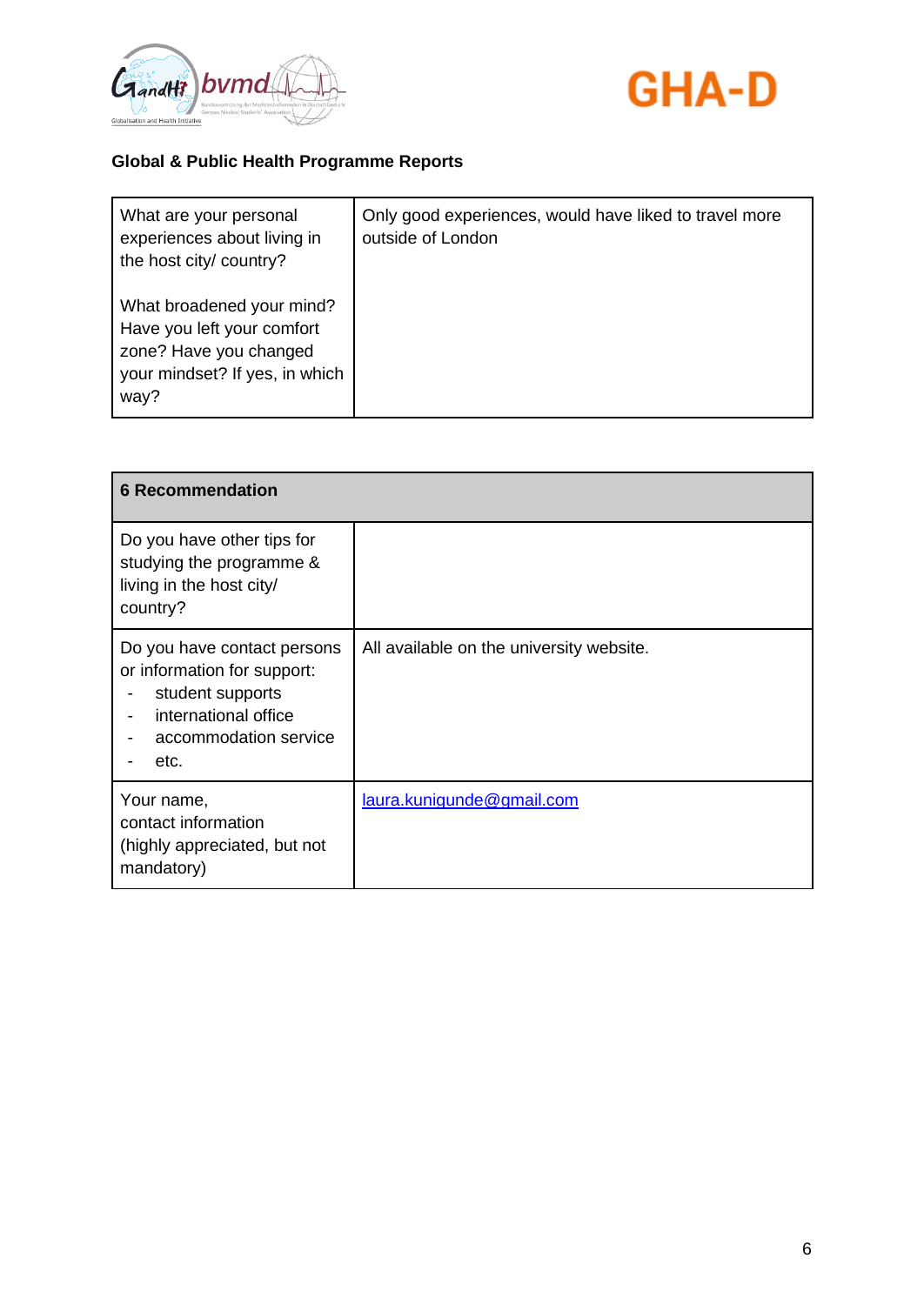**Global & Public Health Programme Reports**

| | |
|---|---|
| What are your personal experiences about living in the host city/ country?<br><br>What broadened your mind? Have you left your comfort zone? Have you changed your mindset? If yes, in which way? | Only good experiences, would have liked to travel more outside of London |

| **6 Recommendation** | |
|---|---|
| Do you have other tips for studying the programme & living in the host city/ country? | |
| Do you have contact persons or information for support:<br>- student supports<br>- international office<br>- accommodation service<br>- etc. | All available on the university website. |
| Your name, contact information (highly appreciated, but not mandatory) | laura.kunigunde@gmail.com |